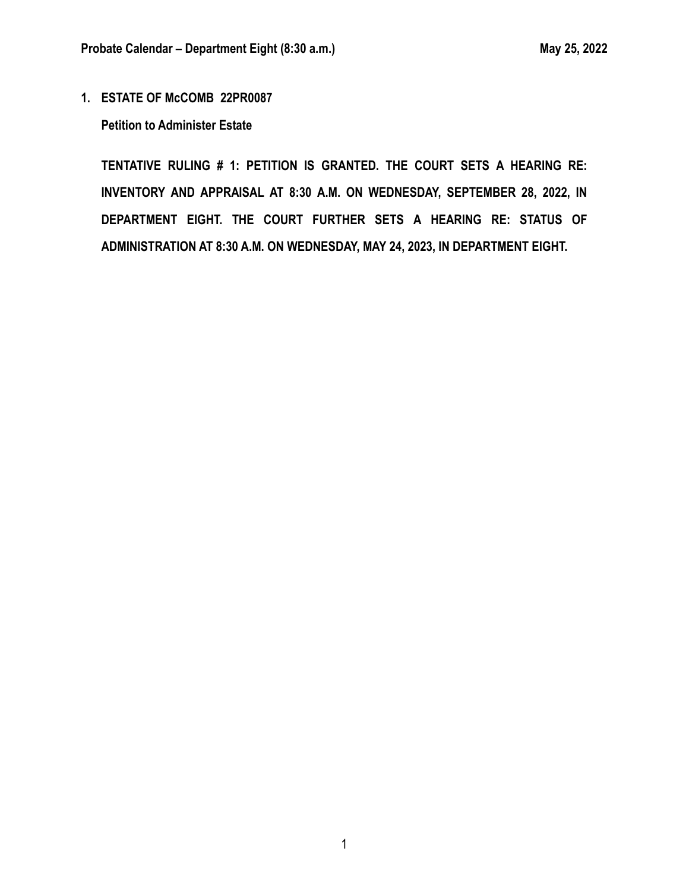**Probate Calendar – Department Eight (8:30 a.m.)** **May 25, 2022**

**1. ESTATE OF McCOMB 22PR0087**

**Petition to Administer Estate**

**TENTATIVE RULING # 1: PETITION IS GRANTED. THE COURT SETS A HEARING RE: INVENTORY AND APPRAISAL AT 8:30 A.M. ON WEDNESDAY, SEPTEMBER 28, 2022, IN DEPARTMENT EIGHT. THE COURT FURTHER SETS A HEARING RE: STATUS OF ADMINISTRATION AT 8:30 A.M. ON WEDNESDAY, MAY 24, 2023, IN DEPARTMENT EIGHT.**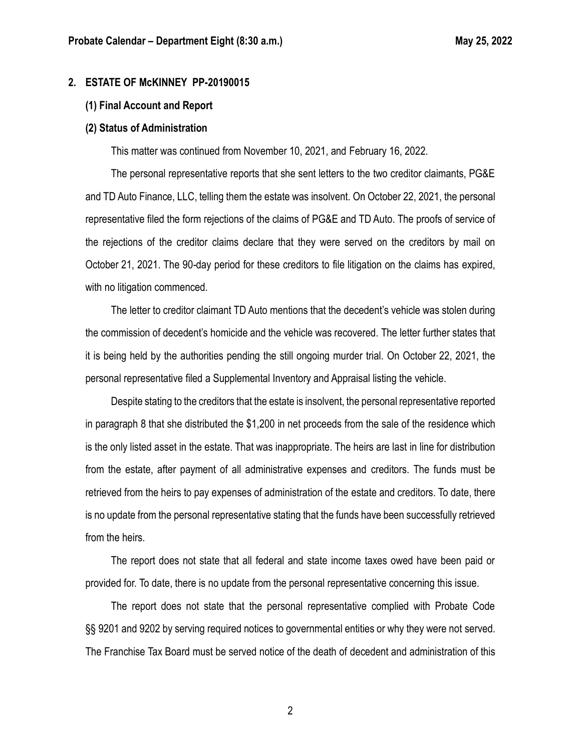## 2. ESTATE OF McKINNEY PP-20190015

### (1) Final Account and Report

### (2) Status of Administration

This matter was continued from November 10, 2021, and February 16, 2022.

The personal representative reports that she sent letters to the two creditor claimants, PG&E and TD Auto Finance, LLC, telling them the estate was insolvent. On October 22, 2021, the personal representative filed the form rejections of the claims of PG&E and TD Auto. The proofs of service of the rejections of the creditor claims declare that they were served on the creditors by mail on October 21, 2021. The 90-day period for these creditors to file litigation on the claims has expired, with no litigation commenced.

The letter to creditor claimant TD Auto mentions that the decedent's vehicle was stolen during the commission of decedent's homicide and the vehicle was recovered. The letter further states that it is being held by the authorities pending the still ongoing murder trial. On October 22, 2021, the personal representative filed a Supplemental Inventory and Appraisal listing the vehicle.

Despite stating to the creditors that the estate is insolvent, the personal representative reported in paragraph 8 that she distributed the $1,200 in net proceeds from the sale of the residence which is the only listed asset in the estate. That was inappropriate. The heirs are last in line for distribution from the estate, after payment of all administrative expenses and creditors. The funds must be retrieved from the heirs to pay expenses of administration of the estate and creditors. To date, there is no update from the personal representative stating that the funds have been successfully retrieved from the heirs.

The report does not state that all federal and state income taxes owed have been paid or provided for. To date, there is no update from the personal representative concerning this issue.

The report does not state that the personal representative complied with Probate Code §§ 9201 and 9202 by serving required notices to governmental entities or why they were not served. The Franchise Tax Board must be served notice of the death of decedent and administration of this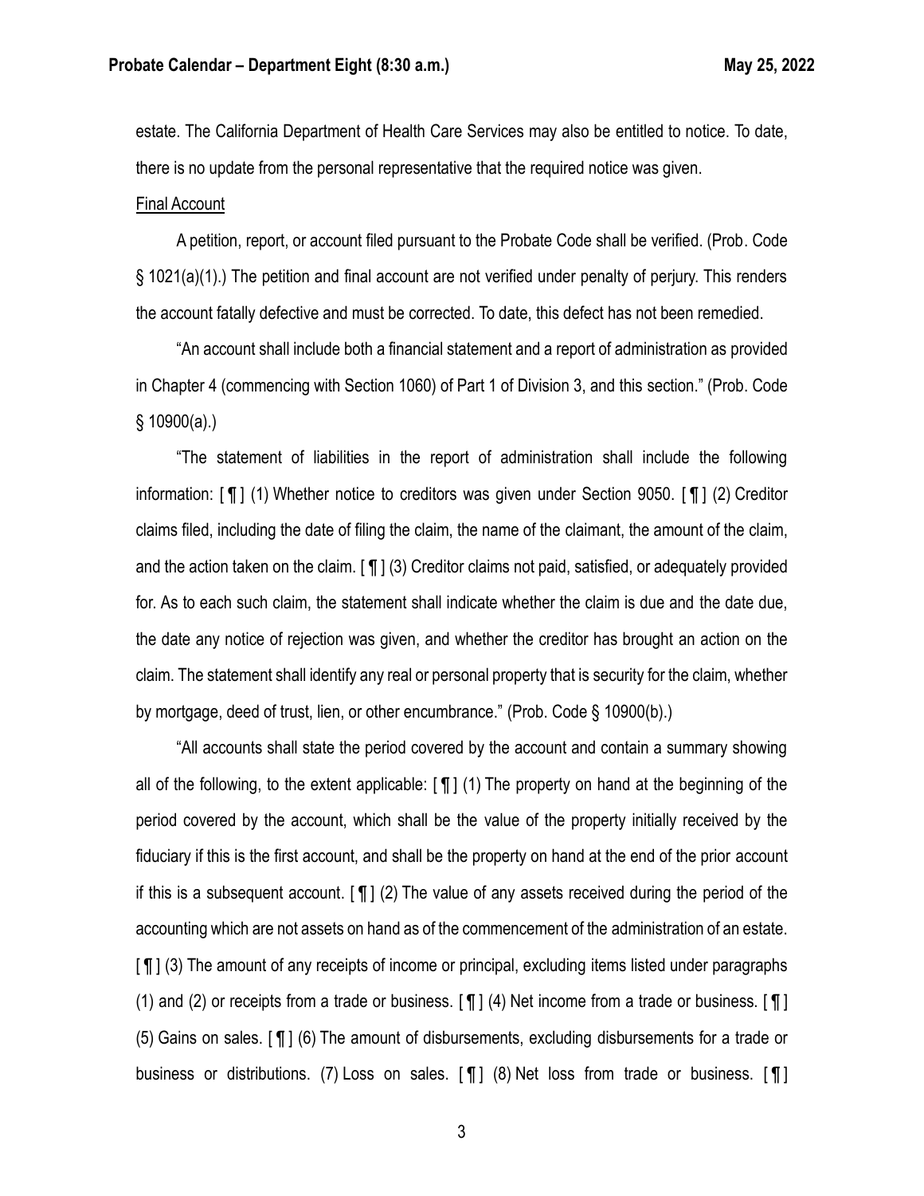estate. The California Department of Health Care Services may also be entitled to notice. To date, there is no update from the personal representative that the required notice was given.

Final Account

A petition, report, or account filed pursuant to the Probate Code shall be verified. (Prob. Code § 1021(a)(1).) The petition and final account are not verified under penalty of perjury. This renders the account fatally defective and must be corrected. To date, this defect has not been remedied.

"An account shall include both a financial statement and a report of administration as provided in Chapter 4 (commencing with Section 1060) of Part 1 of Division 3, and this section." (Prob. Code § 10900(a).)

"The statement of liabilities in the report of administration shall include the following information: [ ¶ ] (1) Whether notice to creditors was given under Section 9050. [ ¶ ] (2) Creditor claims filed, including the date of filing the claim, the name of the claimant, the amount of the claim, and the action taken on the claim. [ ¶ ] (3) Creditor claims not paid, satisfied, or adequately provided for. As to each such claim, the statement shall indicate whether the claim is due and the date due, the date any notice of rejection was given, and whether the creditor has brought an action on the claim. The statement shall identify any real or personal property that is security for the claim, whether by mortgage, deed of trust, lien, or other encumbrance." (Prob. Code § 10900(b).)

"All accounts shall state the period covered by the account and contain a summary showing all of the following, to the extent applicable: [ ¶ ] (1) The property on hand at the beginning of the period covered by the account, which shall be the value of the property initially received by the fiduciary if this is the first account, and shall be the property on hand at the end of the prior account if this is a subsequent account. [ ¶ ] (2) The value of any assets received during the period of the accounting which are not assets on hand as of the commencement of the administration of an estate. [ ¶ ] (3) The amount of any receipts of income or principal, excluding items listed under paragraphs (1) and (2) or receipts from a trade or business. [ ¶ ] (4) Net income from a trade or business. [ ¶ ] (5) Gains on sales. [ ¶ ] (6) The amount of disbursements, excluding disbursements for a trade or business or distributions. (7) Loss on sales. [ ¶ ] (8) Net loss from trade or business. [ ¶ ]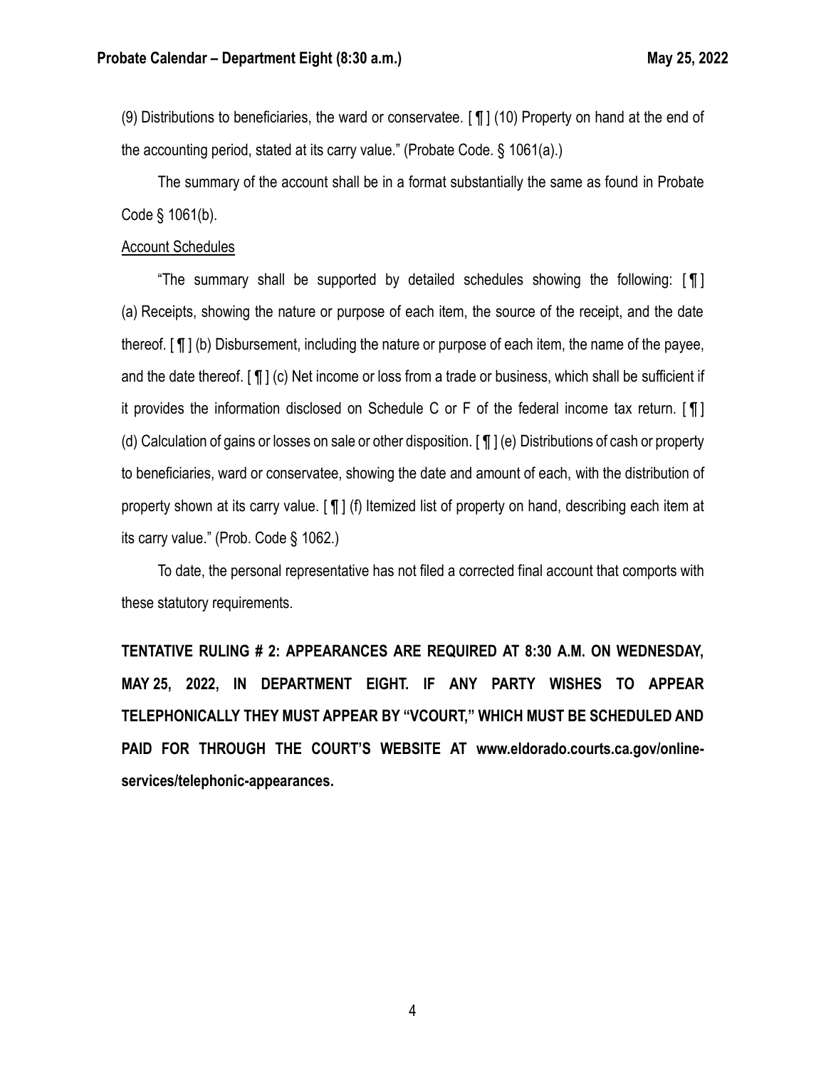(9) Distributions to beneficiaries, the ward or conservatee. [ ¶ ] (10) Property on hand at the end of the accounting period, stated at its carry value." (Probate Code. § 1061(a).)

The summary of the account shall be in a format substantially the same as found in Probate Code § 1061(b).

Account Schedules

"The summary shall be supported by detailed schedules showing the following: [ ¶ ] (a) Receipts, showing the nature or purpose of each item, the source of the receipt, and the date thereof. [ ¶ ] (b) Disbursement, including the nature or purpose of each item, the name of the payee, and the date thereof. [ ¶ ] (c) Net income or loss from a trade or business, which shall be sufficient if it provides the information disclosed on Schedule C or F of the federal income tax return. [ ¶ ] (d) Calculation of gains or losses on sale or other disposition. [ ¶ ] (e) Distributions of cash or property to beneficiaries, ward or conservatee, showing the date and amount of each, with the distribution of property shown at its carry value. [ ¶ ] (f) Itemized list of property on hand, describing each item at its carry value." (Prob. Code § 1062.)

To date, the personal representative has not filed a corrected final account that comports with these statutory requirements.

**TENTATIVE RULING # 2: APPEARANCES ARE REQUIRED AT 8:30 A.M. ON WEDNESDAY, MAY 25, 2022, IN DEPARTMENT EIGHT. IF ANY PARTY WISHES TO APPEAR TELEPHONICALLY THEY MUST APPEAR BY "VCOURT," WHICH MUST BE SCHEDULED AND PAID FOR THROUGH THE COURT'S WEBSITE AT www.eldorado.courts.ca.gov/online-services/telephonic-appearances.**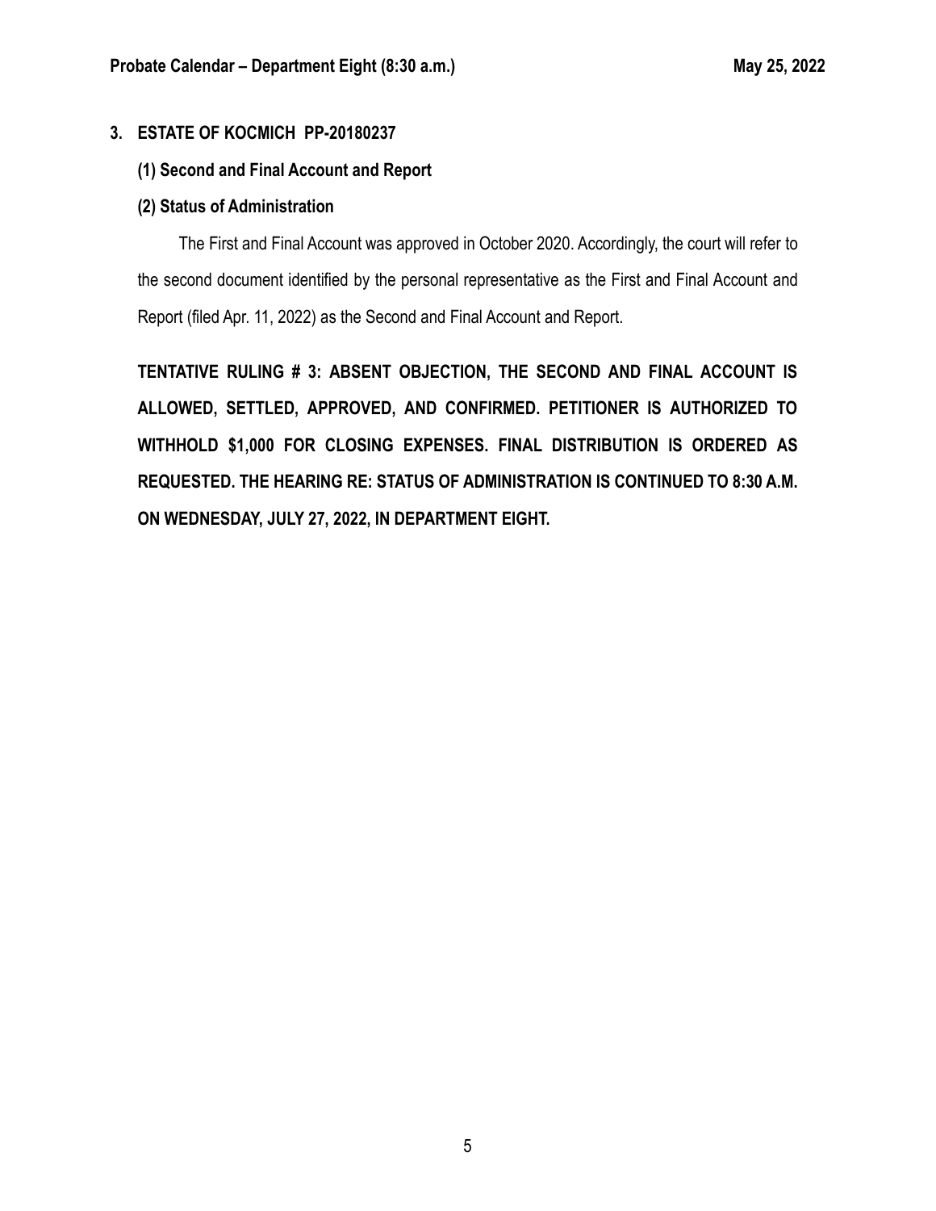## 3. ESTATE OF KOCMICH PP-20180237

### (1) Second and Final Account and Report

### (2) Status of Administration

The First and Final Account was approved in October 2020. Accordingly, the court will refer to the second document identified by the personal representative as the First and Final Account and Report (filed Apr. 11, 2022) as the Second and Final Account and Report.

**TENTATIVE RULING # 3: ABSENT OBJECTION, THE SECOND AND FINAL ACCOUNT IS ALLOWED, SETTLED, APPROVED, AND CONFIRMED. PETITIONER IS AUTHORIZED TO WITHHOLD $1,000 FOR CLOSING EXPENSES. FINAL DISTRIBUTION IS ORDERED AS REQUESTED. THE HEARING RE: STATUS OF ADMINISTRATION IS CONTINUED TO 8:30 A.M. ON WEDNESDAY, JULY 27, 2022, IN DEPARTMENT EIGHT.**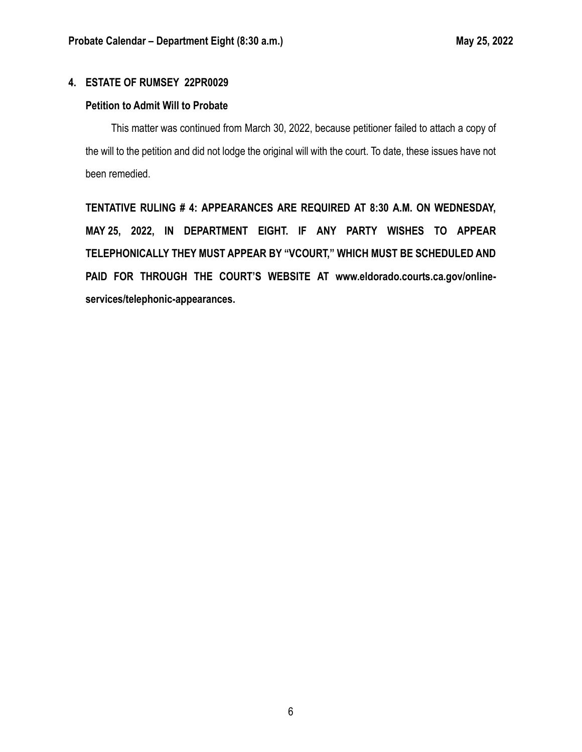## 4. ESTATE OF RUMSEY 22PR0029

### Petition to Admit Will to Probate

This matter was continued from March 30, 2022, because petitioner failed to attach a copy of the will to the petition and did not lodge the original will with the court. To date, these issues have not been remedied.

**TENTATIVE RULING # 4: APPEARANCES ARE REQUIRED AT 8:30 A.M. ON WEDNESDAY, MAY 25, 2022, IN DEPARTMENT EIGHT. IF ANY PARTY WISHES TO APPEAR TELEPHONICALLY THEY MUST APPEAR BY "VCOURT," WHICH MUST BE SCHEDULED AND PAID FOR THROUGH THE COURT'S WEBSITE AT www.eldorado.courts.ca.gov/online-services/telephonic-appearances.**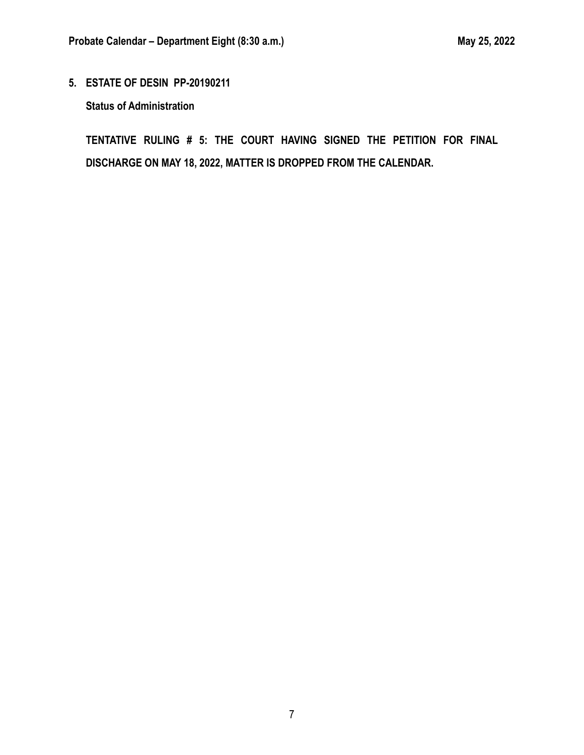**5. ESTATE OF DESIN PP-20190211**

**Status of Administration**

**TENTATIVE RULING # 5: THE COURT HAVING SIGNED THE PETITION FOR FINAL DISCHARGE ON MAY 18, 2022, MATTER IS DROPPED FROM THE CALENDAR.**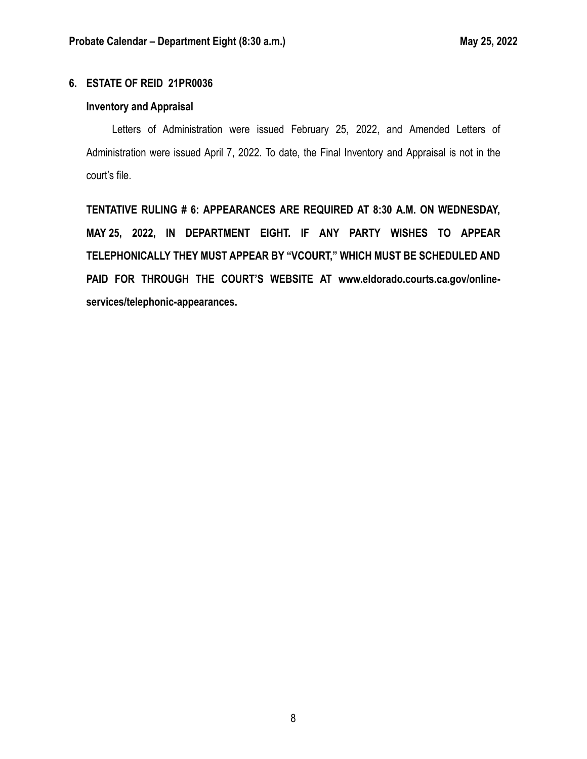**6. ESTATE OF REID 21PR0036**

**Inventory and Appraisal**

Letters of Administration were issued February 25, 2022, and Amended Letters of Administration were issued April 7, 2022. To date, the Final Inventory and Appraisal is not in the court's file.

**TENTATIVE RULING # 6: APPEARANCES ARE REQUIRED AT 8:30 A.M. ON WEDNESDAY, MAY 25, 2022, IN DEPARTMENT EIGHT. IF ANY PARTY WISHES TO APPEAR TELEPHONICALLY THEY MUST APPEAR BY "VCOURT," WHICH MUST BE SCHEDULED AND PAID FOR THROUGH THE COURT'S WEBSITE AT www.eldorado.courts.ca.gov/online-services/telephonic-appearances.**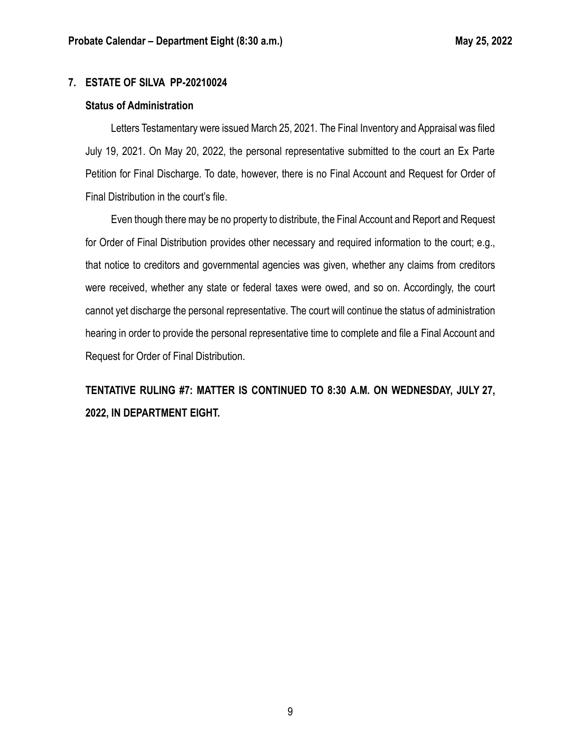## 7. ESTATE OF SILVA PP-20210024

### Status of Administration

Letters Testamentary were issued March 25, 2021. The Final Inventory and Appraisal was filed July 19, 2021. On May 20, 2022, the personal representative submitted to the court an Ex Parte Petition for Final Discharge. To date, however, there is no Final Account and Request for Order of Final Distribution in the court's file.

Even though there may be no property to distribute, the Final Account and Report and Request for Order of Final Distribution provides other necessary and required information to the court; e.g., that notice to creditors and governmental agencies was given, whether any claims from creditors were received, whether any state or federal taxes were owed, and so on. Accordingly, the court cannot yet discharge the personal representative. The court will continue the status of administration hearing in order to provide the personal representative time to complete and file a Final Account and Request for Order of Final Distribution.

**TENTATIVE RULING #7: MATTER IS CONTINUED TO 8:30 A.M. ON WEDNESDAY, JULY 27, 2022, IN DEPARTMENT EIGHT.**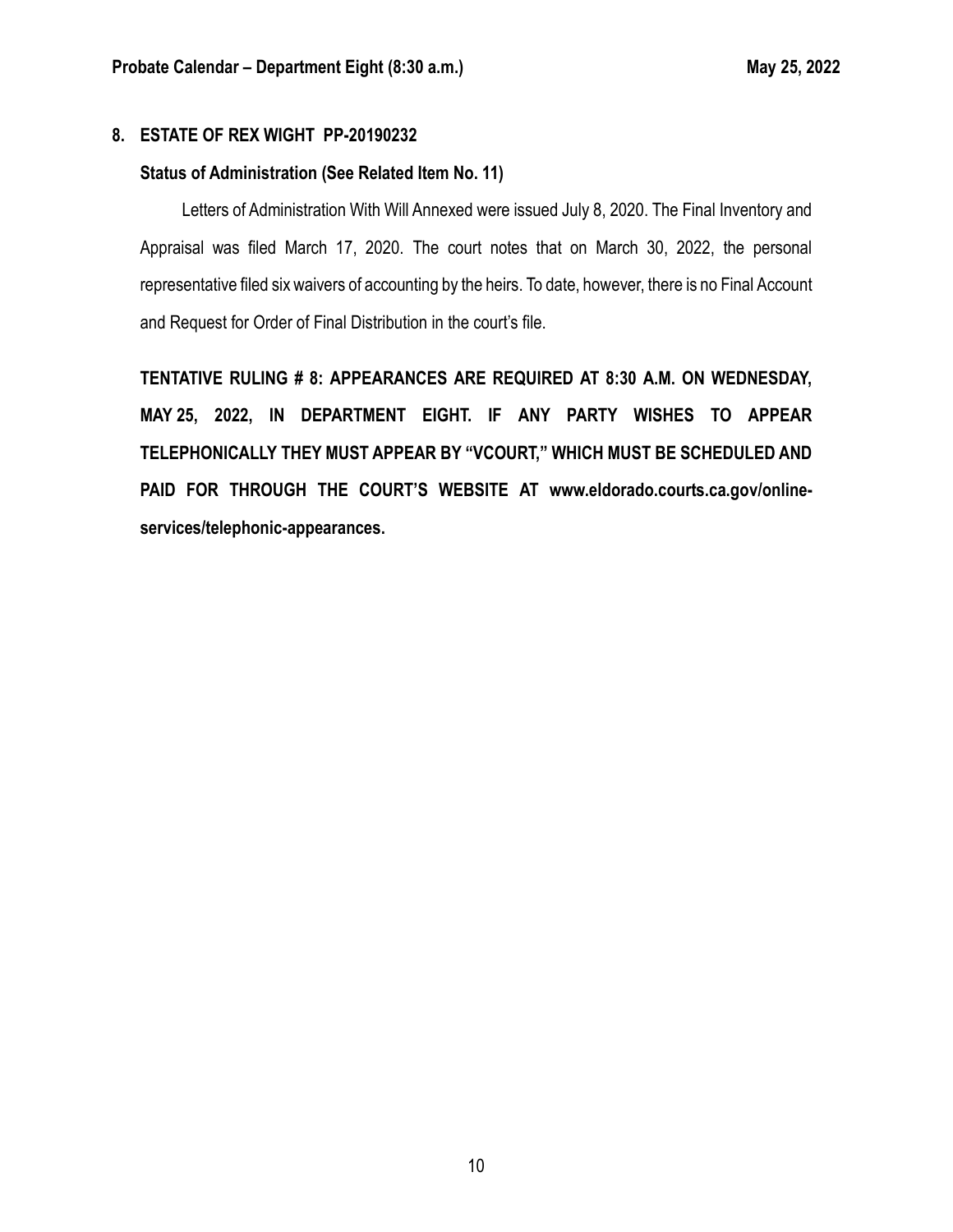**8. ESTATE OF REX WIGHT PP-20190232**

**Status of Administration (See Related Item No. 11)**

Letters of Administration With Will Annexed were issued July 8, 2020. The Final Inventory and Appraisal was filed March 17, 2020. The court notes that on March 30, 2022, the personal representative filed six waivers of accounting by the heirs. To date, however, there is no Final Account and Request for Order of Final Distribution in the court's file.

**TENTATIVE RULING # 8: APPEARANCES ARE REQUIRED AT 8:30 A.M. ON WEDNESDAY, MAY 25, 2022, IN DEPARTMENT EIGHT. IF ANY PARTY WISHES TO APPEAR TELEPHONICALLY THEY MUST APPEAR BY "VCOURT," WHICH MUST BE SCHEDULED AND PAID FOR THROUGH THE COURT'S WEBSITE AT www.eldorado.courts.ca.gov/online-services/telephonic-appearances.**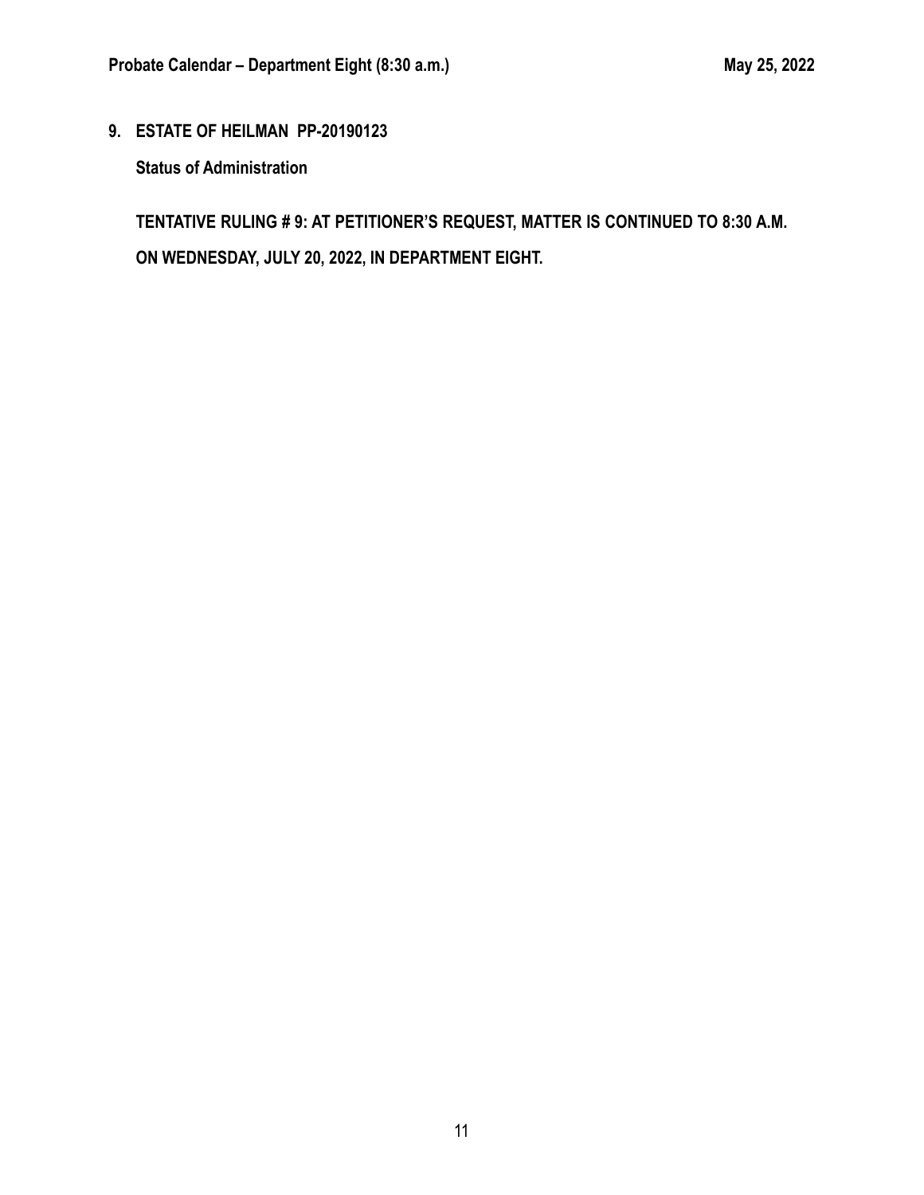**9. ESTATE OF HEILMAN PP-20190123**

**Status of Administration**

**TENTATIVE RULING # 9: AT PETITIONER'S REQUEST, MATTER IS CONTINUED TO 8:30 A.M. ON WEDNESDAY, JULY 20, 2022, IN DEPARTMENT EIGHT.**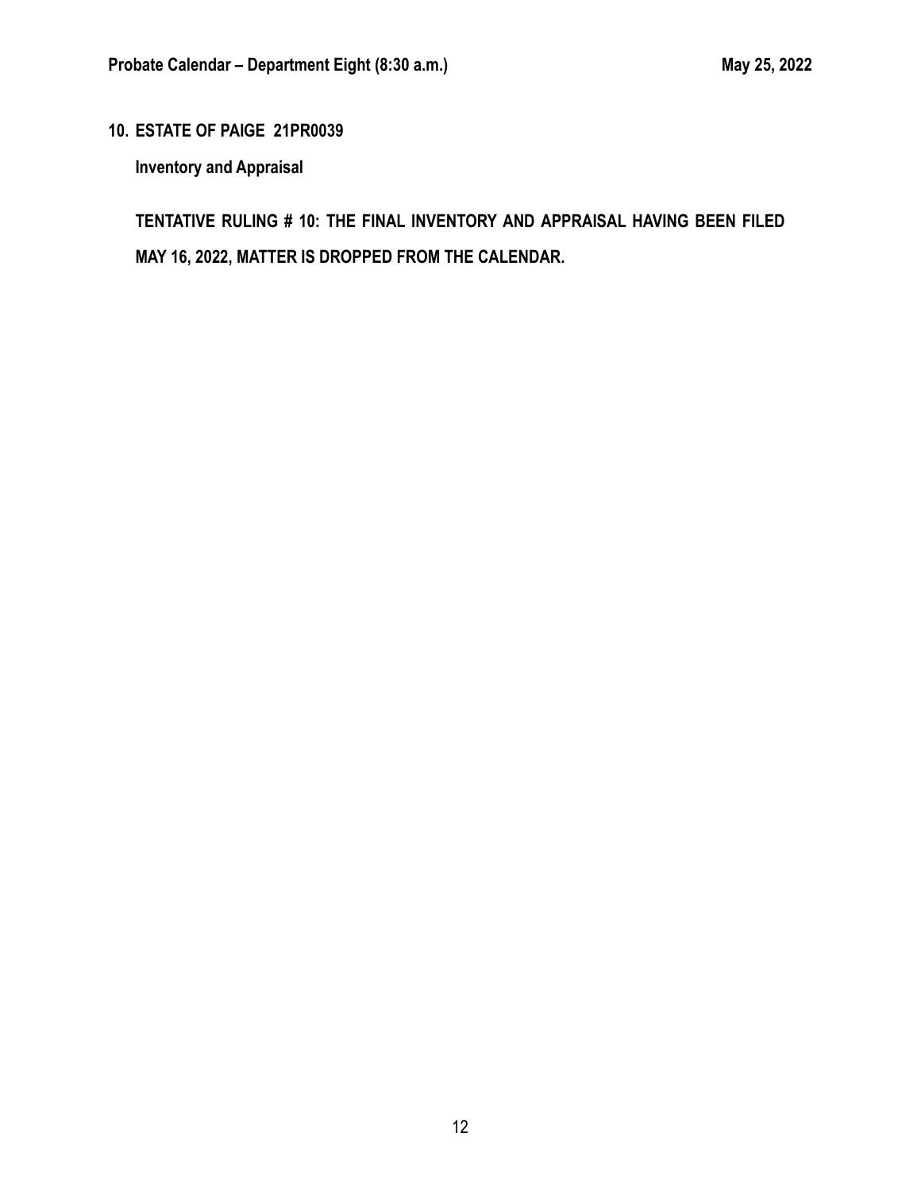**10. ESTATE OF PAIGE 21PR0039**

**Inventory and Appraisal**

**TENTATIVE RULING # 10: THE FINAL INVENTORY AND APPRAISAL HAVING BEEN FILED MAY 16, 2022, MATTER IS DROPPED FROM THE CALENDAR.**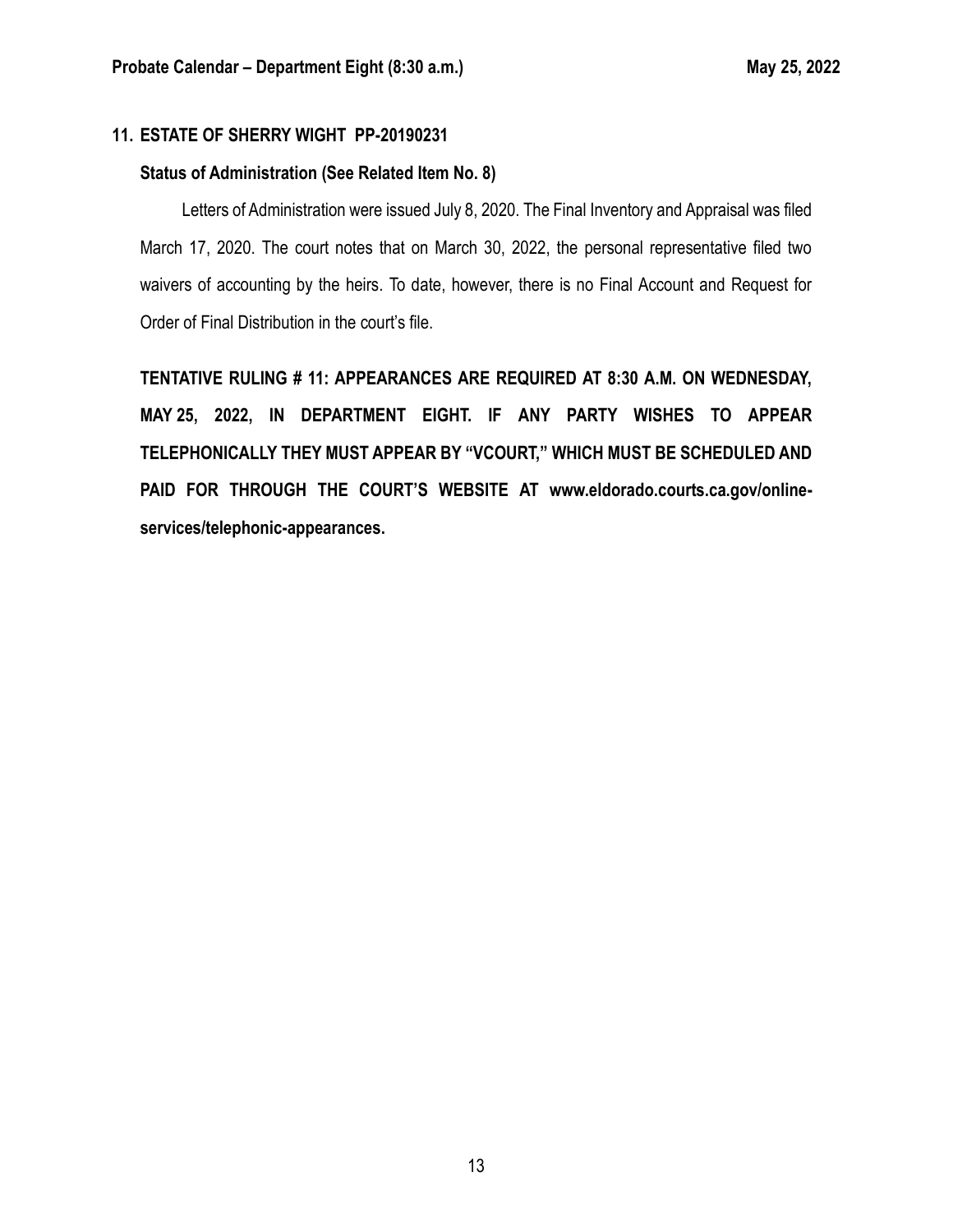**11. ESTATE OF SHERRY WIGHT PP-20190231**

**Status of Administration (See Related Item No. 8)**

Letters of Administration were issued July 8, 2020. The Final Inventory and Appraisal was filed March 17, 2020. The court notes that on March 30, 2022, the personal representative filed two waivers of accounting by the heirs. To date, however, there is no Final Account and Request for Order of Final Distribution in the court's file.

**TENTATIVE RULING # 11: APPEARANCES ARE REQUIRED AT 8:30 A.M. ON WEDNESDAY, MAY 25, 2022, IN DEPARTMENT EIGHT. IF ANY PARTY WISHES TO APPEAR TELEPHONICALLY THEY MUST APPEAR BY "VCOURT," WHICH MUST BE SCHEDULED AND PAID FOR THROUGH THE COURT'S WEBSITE AT www.eldorado.courts.ca.gov/online-services/telephonic-appearances.**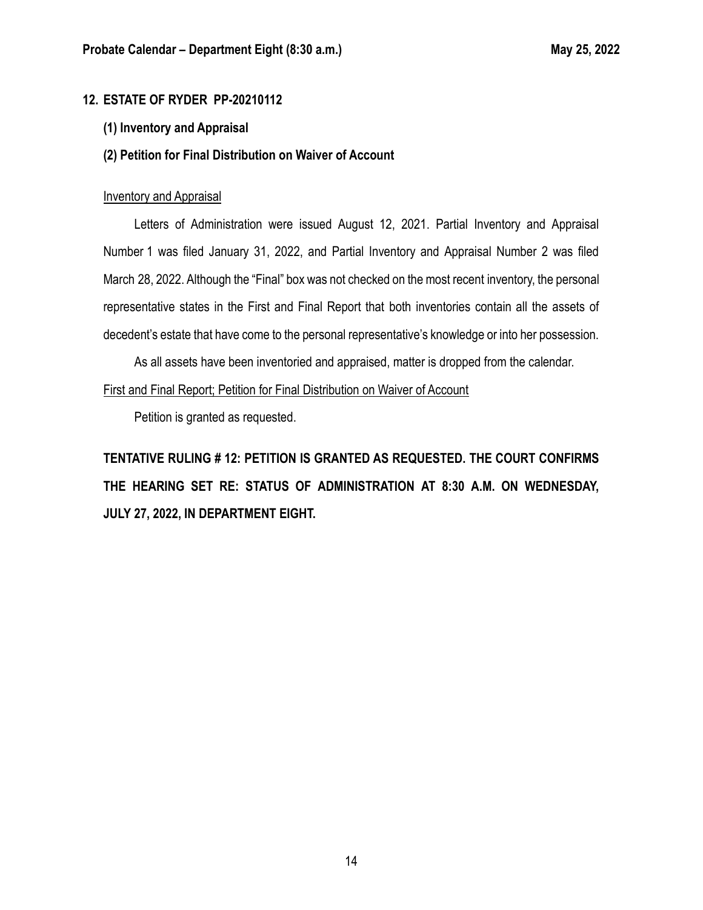## 12. ESTATE OF RYDER PP-20210112

**(1) Inventory and Appraisal**

**(2) Petition for Final Distribution on Waiver of Account**

Inventory and Appraisal

Letters of Administration were issued August 12, 2021. Partial Inventory and Appraisal Number 1 was filed January 31, 2022, and Partial Inventory and Appraisal Number 2 was filed March 28, 2022. Although the "Final" box was not checked on the most recent inventory, the personal representative states in the First and Final Report that both inventories contain all the assets of decedent's estate that have come to the personal representative's knowledge or into her possession.

As all assets have been inventoried and appraised, matter is dropped from the calendar.

First and Final Report; Petition for Final Distribution on Waiver of Account

Petition is granted as requested.

**TENTATIVE RULING # 12: PETITION IS GRANTED AS REQUESTED. THE COURT CONFIRMS THE HEARING SET RE: STATUS OF ADMINISTRATION AT 8:30 A.M. ON WEDNESDAY, JULY 27, 2022, IN DEPARTMENT EIGHT.**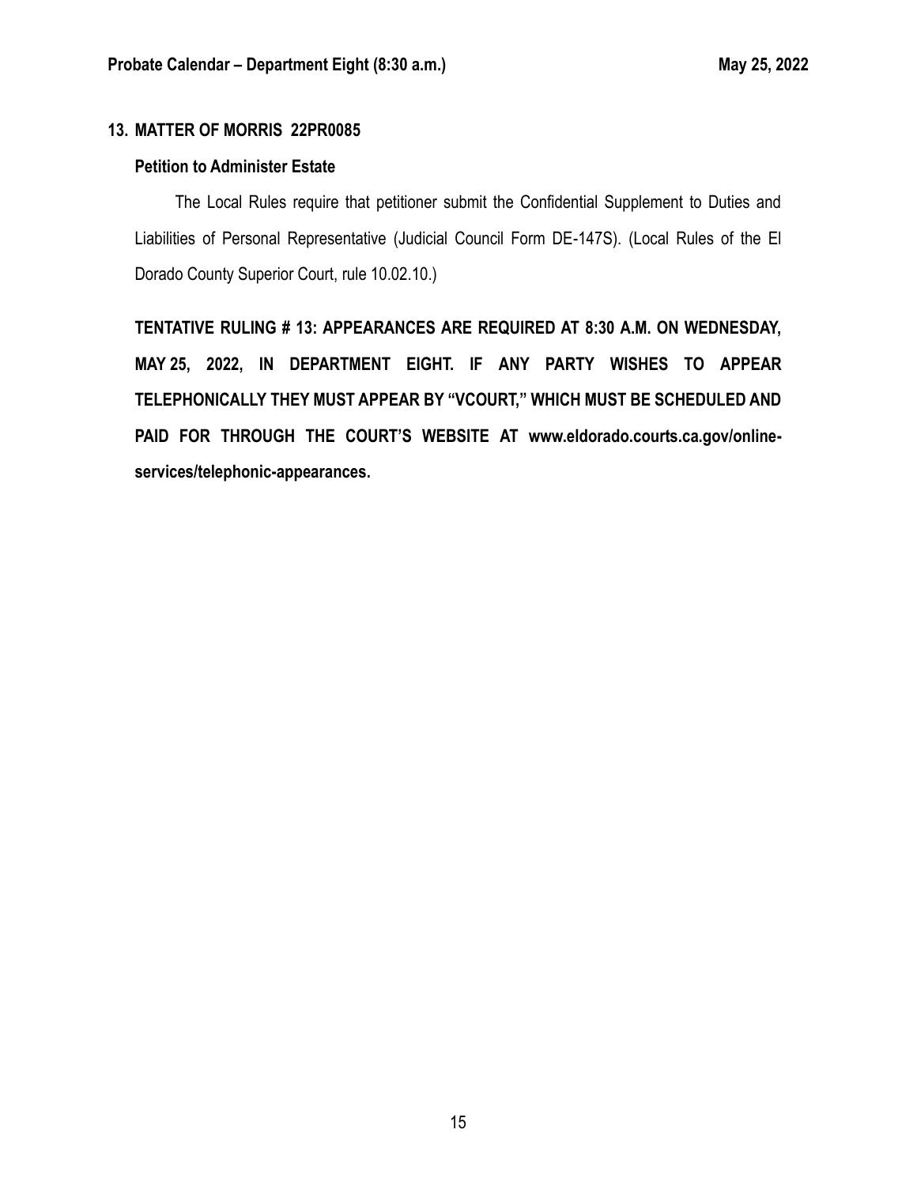**13. MATTER OF MORRIS 22PR0085**

**Petition to Administer Estate**

The Local Rules require that petitioner submit the Confidential Supplement to Duties and Liabilities of Personal Representative (Judicial Council Form DE-147S). (Local Rules of the El Dorado County Superior Court, rule 10.02.10.)

**TENTATIVE RULING # 13: APPEARANCES ARE REQUIRED AT 8:30 A.M. ON WEDNESDAY, MAY 25, 2022, IN DEPARTMENT EIGHT. IF ANY PARTY WISHES TO APPEAR TELEPHONICALLY THEY MUST APPEAR BY "VCOURT," WHICH MUST BE SCHEDULED AND PAID FOR THROUGH THE COURT'S WEBSITE AT www.eldorado.courts.ca.gov/online-services/telephonic-appearances.**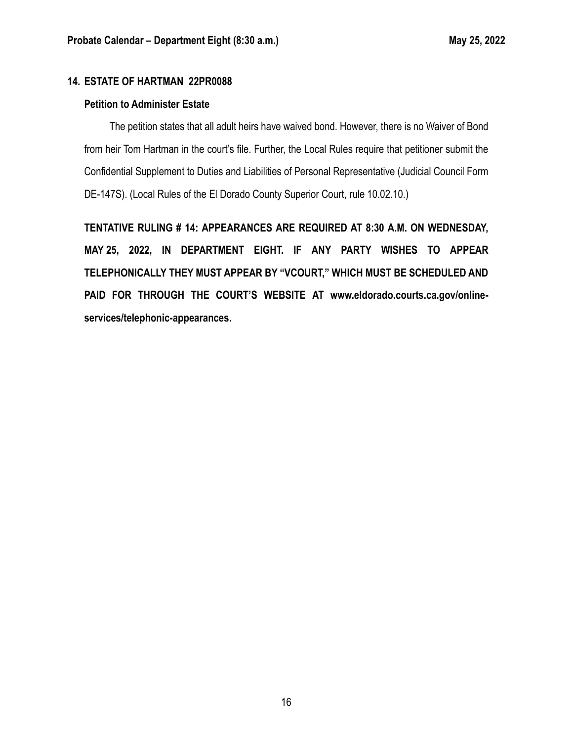## 14. ESTATE OF HARTMAN 22PR0088

### Petition to Administer Estate

The petition states that all adult heirs have waived bond. However, there is no Waiver of Bond from heir Tom Hartman in the court's file. Further, the Local Rules require that petitioner submit the Confidential Supplement to Duties and Liabilities of Personal Representative (Judicial Council Form DE-147S). (Local Rules of the El Dorado County Superior Court, rule 10.02.10.)

**TENTATIVE RULING # 14: APPEARANCES ARE REQUIRED AT 8:30 A.M. ON WEDNESDAY, MAY 25, 2022, IN DEPARTMENT EIGHT. IF ANY PARTY WISHES TO APPEAR TELEPHONICALLY THEY MUST APPEAR BY "VCOURT," WHICH MUST BE SCHEDULED AND PAID FOR THROUGH THE COURT'S WEBSITE AT www.eldorado.courts.ca.gov/online-services/telephonic-appearances.**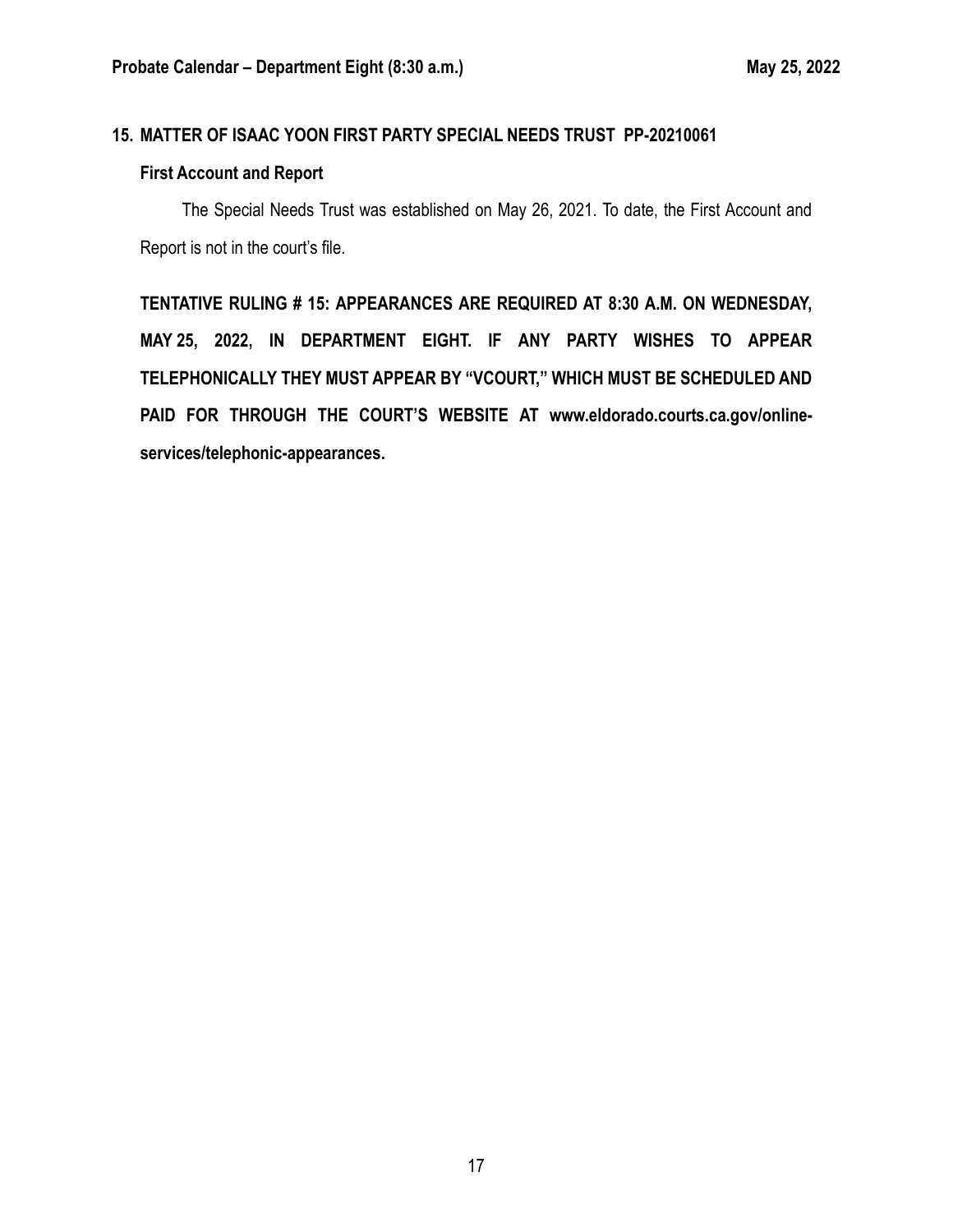## 15. MATTER OF ISAAC YOON FIRST PARTY SPECIAL NEEDS TRUST PP-20210061

### First Account and Report

The Special Needs Trust was established on May 26, 2021. To date, the First Account and Report is not in the court's file.

**TENTATIVE RULING # 15: APPEARANCES ARE REQUIRED AT 8:30 A.M. ON WEDNESDAY, MAY 25, 2022, IN DEPARTMENT EIGHT. IF ANY PARTY WISHES TO APPEAR TELEPHONICALLY THEY MUST APPEAR BY "VCOURT," WHICH MUST BE SCHEDULED AND PAID FOR THROUGH THE COURT'S WEBSITE AT www.eldorado.courts.ca.gov/online-services/telephonic-appearances.**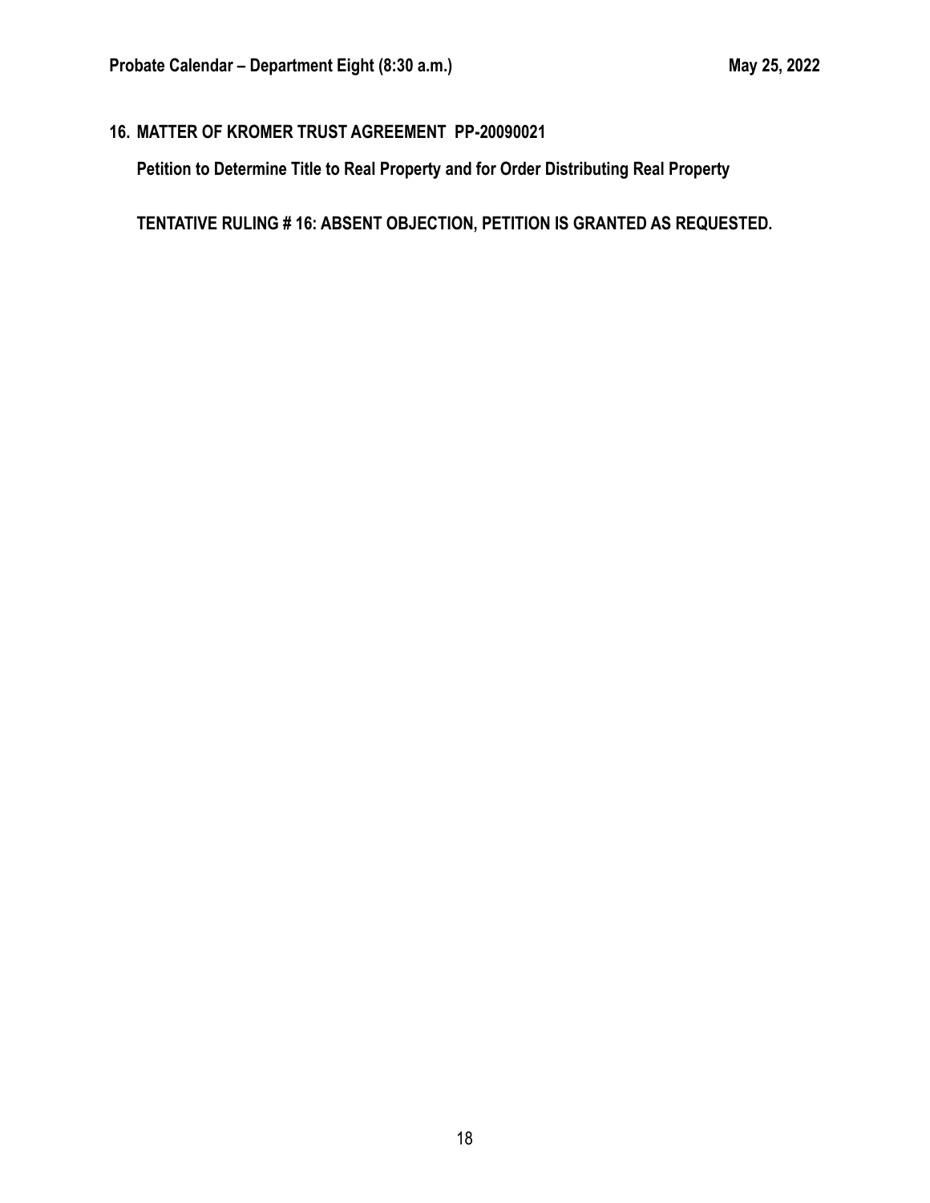## 16. MATTER OF KROMER TRUST AGREEMENT PP-20090021

**Petition to Determine Title to Real Property and for Order Distributing Real Property**

**TENTATIVE RULING # 16: ABSENT OBJECTION, PETITION IS GRANTED AS REQUESTED.**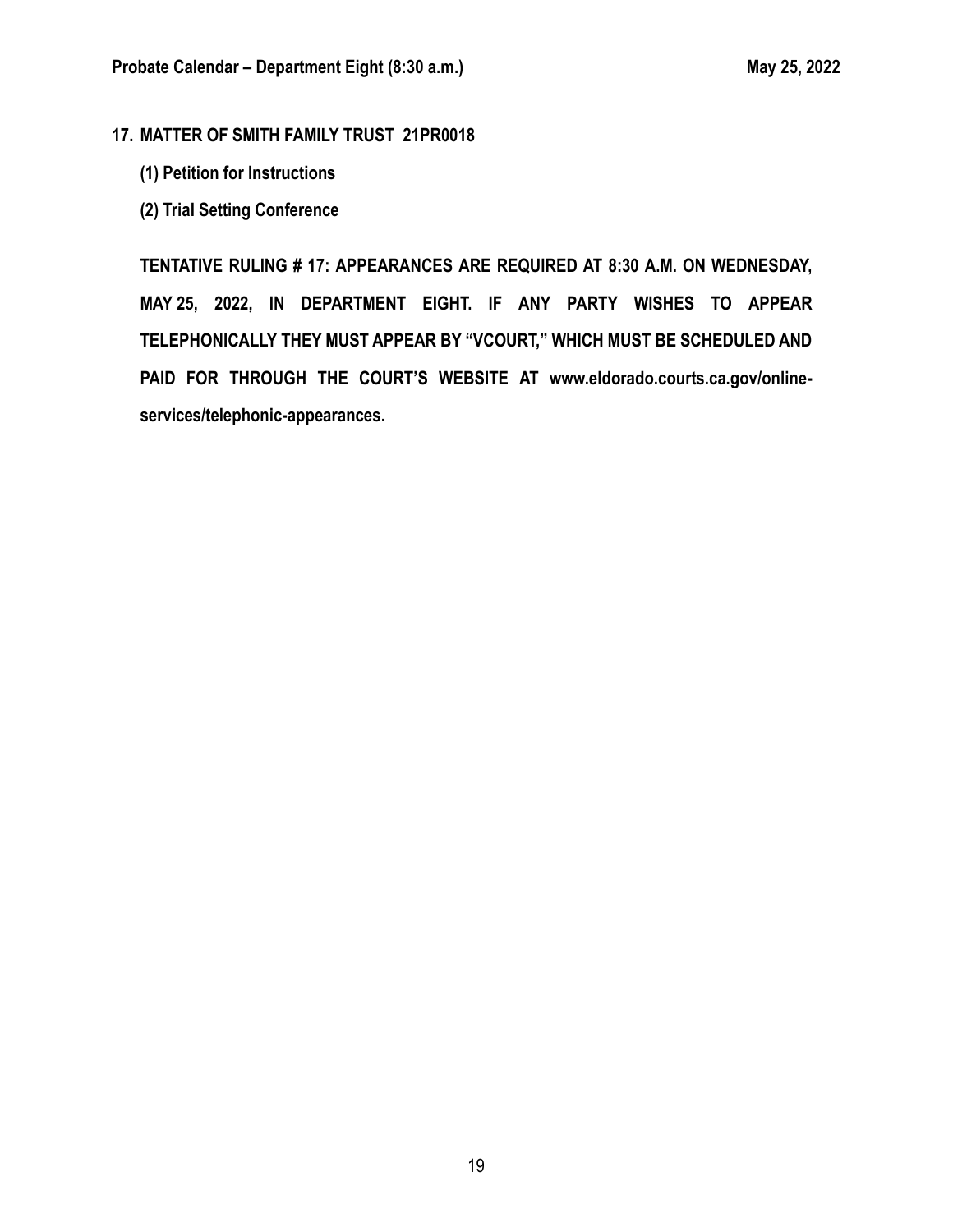**17. MATTER OF SMITH FAMILY TRUST 21PR0018**

**(1) Petition for Instructions**

**(2) Trial Setting Conference**

**TENTATIVE RULING # 17: APPEARANCES ARE REQUIRED AT 8:30 A.M. ON WEDNESDAY, MAY 25, 2022, IN DEPARTMENT EIGHT. IF ANY PARTY WISHES TO APPEAR TELEPHONICALLY THEY MUST APPEAR BY "VCOURT," WHICH MUST BE SCHEDULED AND PAID FOR THROUGH THE COURT'S WEBSITE AT www.eldorado.courts.ca.gov/online-services/telephonic-appearances.**